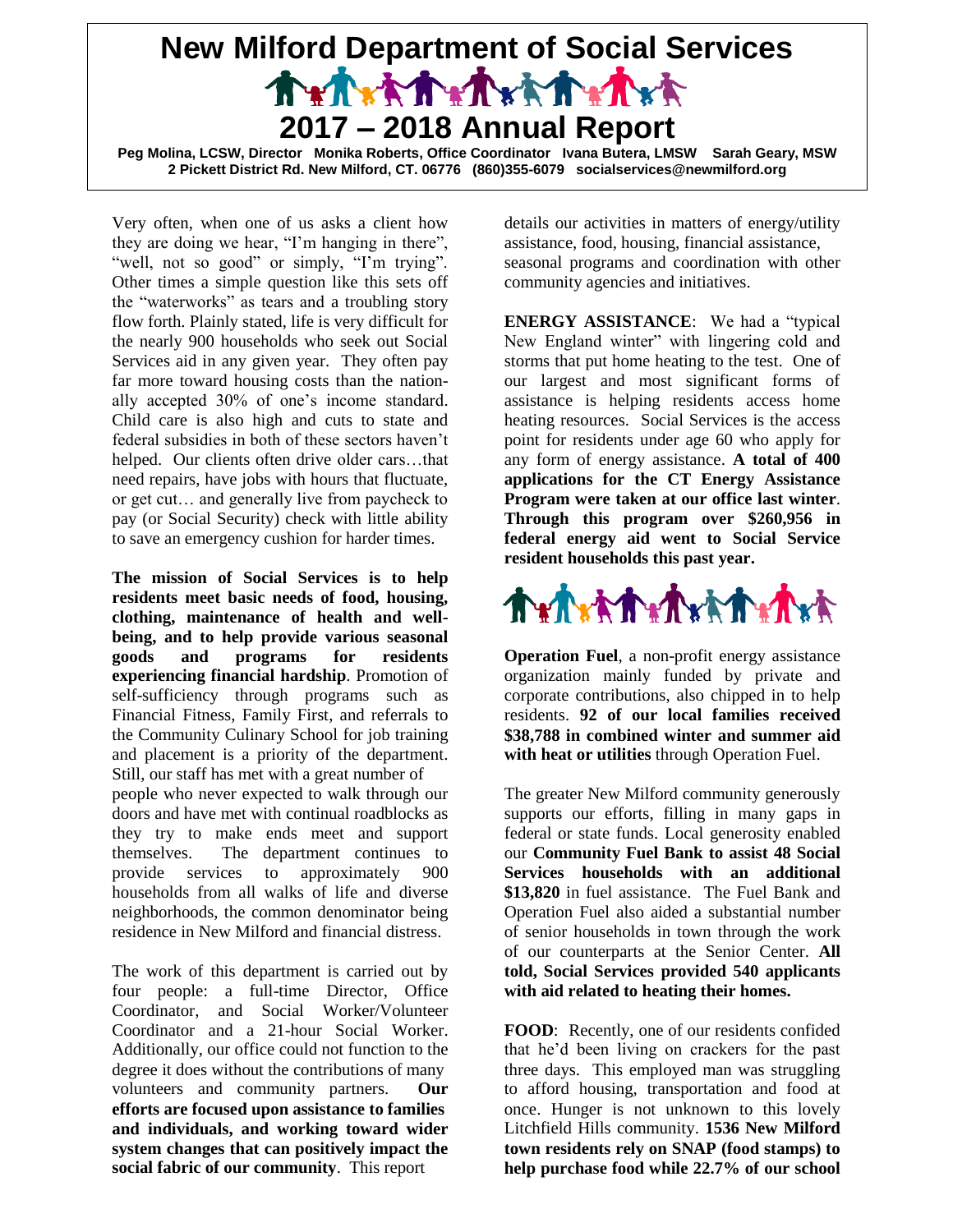# New Milford Department of Social Services

## 2017 – 2018 Annual Report

**Peg Molina, LCSW, Director Monika Roberts, Office Coordinator Ivana Butera, LMSW Sarah Geary, MSW**
**2 Pickett District Rd. New Milford, CT. 06776 (860)355-6079 socialservices@newmilford.org**

Very often, when one of us asks a client how they are doing we hear, "I'm hanging in there", "well, not so good" or simply, "I'm trying". Other times a simple question like this sets off the "waterworks" as tears and a troubling story flow forth. Plainly stated, life is very difficult for the nearly 900 households who seek out Social Services aid in any given year. They often pay far more toward housing costs than the nationally accepted 30% of one's income standard. Child care is also high and cuts to state and federal subsidies in both of these sectors haven't helped. Our clients often drive older cars…that need repairs, have jobs with hours that fluctuate, or get cut… and generally live from paycheck to pay (or Social Security) check with little ability to save an emergency cushion for harder times.

**The mission of Social Services is to help residents meet basic needs of food, housing, clothing, maintenance of health and well-being, and to help provide various seasonal goods and programs for residents experiencing financial hardship**. Promotion of self-sufficiency through programs such as Financial Fitness, Family First, and referrals to the Community Culinary School for job training and placement is a priority of the department. Still, our staff has met with a great number of people who never expected to walk through our doors and have met with continual roadblocks as they try to make ends meet and support themselves. The department continues to provide services to approximately 900 households from all walks of life and diverse neighborhoods, the common denominator being residence in New Milford and financial distress.

The work of this department is carried out by four people: a full-time Director, Office Coordinator, and Social Worker/Volunteer Coordinator and a 21-hour Social Worker. Additionally, our office could not function to the degree it does without the contributions of many volunteers and community partners. **Our efforts are focused upon assistance to families and individuals, and working toward wider system changes that can positively impact the social fabric of our community**. This report details our activities in matters of energy/utility assistance, food, housing, financial assistance, seasonal programs and coordination with other community agencies and initiatives.

**ENERGY ASSISTANCE**: We had a "typical New England winter" with lingering cold and storms that put home heating to the test. One of our largest and most significant forms of assistance is helping residents access home heating resources. Social Services is the access point for residents under age 60 who apply for any form of energy assistance. **A total of 400 applications for the CT Energy Assistance Program were taken at our office last winter**. **Through this program over $260,956 in federal energy aid went to Social Service resident households this past year.**

**Operation Fuel**, a non-profit energy assistance organization mainly funded by private and corporate contributions, also chipped in to help residents. **92 of our local families received $38,788 in combined winter and summer aid with heat or utilities** through Operation Fuel.

The greater New Milford community generously supports our efforts, filling in many gaps in federal or state funds. Local generosity enabled our **Community Fuel Bank to assist 48 Social Services households with an additional $13,820** in fuel assistance. The Fuel Bank and Operation Fuel also aided a substantial number of senior households in town through the work of our counterparts at the Senior Center. **All told, Social Services provided 540 applicants with aid related to heating their homes.**

**FOOD**: Recently, one of our residents confided that he'd been living on crackers for the past three days. This employed man was struggling to afford housing, transportation and food at once. Hunger is not unknown to this lovely Litchfield Hills community. **1536 New Milford town residents rely on SNAP (food stamps) to help purchase food while 22.7% of our school**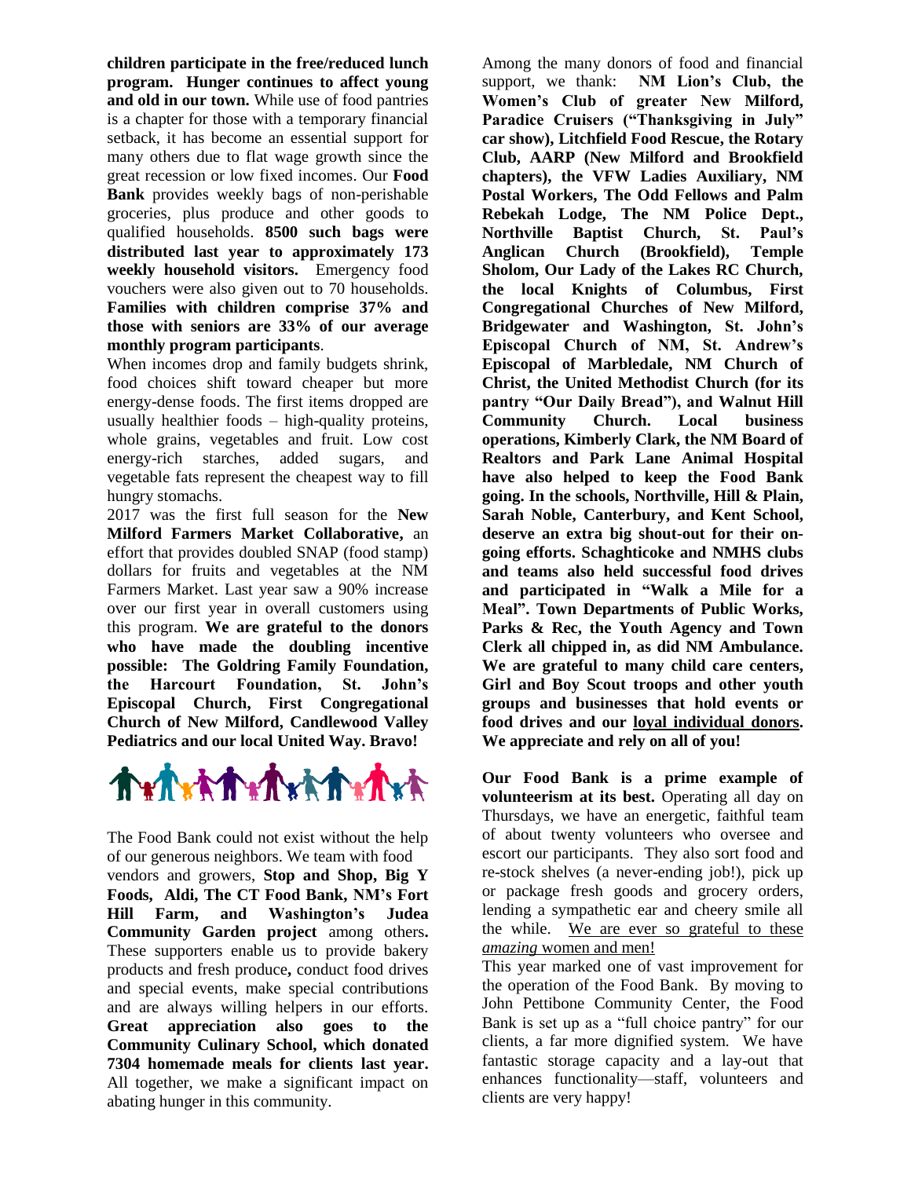**children participate in the free/reduced lunch program. Hunger continues to affect young and old in our town.** While use of food pantries is a chapter for those with a temporary financial setback, it has become an essential support for many others due to flat wage growth since the great recession or low fixed incomes. Our **Food Bank** provides weekly bags of non-perishable groceries, plus produce and other goods to qualified households. **8500 such bags were distributed last year to approximately 173 weekly household visitors.** Emergency food vouchers were also given out to 70 households. **Families with children comprise 37% and those with seniors are 33% of our average monthly program participants**.

When incomes drop and family budgets shrink, food choices shift toward cheaper but more energy-dense foods. The first items dropped are usually healthier foods – high-quality proteins, whole grains, vegetables and fruit. Low cost energy-rich starches, added sugars, and vegetable fats represent the cheapest way to fill hungry stomachs.

2017 was the first full season for the **New Milford Farmers Market Collaborative,** an effort that provides doubled SNAP (food stamp) dollars for fruits and vegetables at the NM Farmers Market. Last year saw a 90% increase over our first year in overall customers using this program. **We are grateful to the donors who have made the doubling incentive possible: The Goldring Family Foundation, the Harcourt Foundation, St. John's Episcopal Church, First Congregational Church of New Milford, Candlewood Valley Pediatrics and our local United Way. Bravo!**

The Food Bank could not exist without the help of our generous neighbors. We team with food vendors and growers, **Stop and Shop, Big Y Foods, Aldi, The CT Food Bank, NM's Fort Hill Farm, and Washington's Judea Community Garden project** among others**.** These supporters enable us to provide bakery products and fresh produce**,** conduct food drives and special events, make special contributions and are always willing helpers in our efforts. **Great appreciation also goes to the Community Culinary School, which donated 7304 homemade meals for clients last year.** All together, we make a significant impact on abating hunger in this community.

Among the many donors of food and financial support, we thank: **NM Lion's Club, the Women's Club of greater New Milford, Paradice Cruisers ("Thanksgiving in July" car show), Litchfield Food Rescue, the Rotary Club, AARP (New Milford and Brookfield chapters), the VFW Ladies Auxiliary, NM Postal Workers, The Odd Fellows and Palm Rebekah Lodge, The NM Police Dept., Northville Baptist Church, St. Paul's Anglican Church (Brookfield), Temple Sholom, Our Lady of the Lakes RC Church, the local Knights of Columbus, First Congregational Churches of New Milford, Bridgewater and Washington, St. John's Episcopal Church of NM, St. Andrew's Episcopal of Marbledale, NM Church of Christ, the United Methodist Church (for its pantry "Our Daily Bread"), and Walnut Hill Community Church. Local business operations, Kimberly Clark, the NM Board of Realtors and Park Lane Animal Hospital have also helped to keep the Food Bank going. In the schools, Northville, Hill & Plain, Sarah Noble, Canterbury, and Kent School, deserve an extra big shout-out for their on-going efforts. Schaghticoke and NMHS clubs and teams also held successful food drives and participated in "Walk a Mile for a Meal". Town Departments of Public Works, Parks & Rec, the Youth Agency and Town Clerk all chipped in, as did NM Ambulance. We are grateful to many child care centers, Girl and Boy Scout troops and other youth groups and businesses that hold events or food drives and our loyal individual donors. We appreciate and rely on all of you!**

**Our Food Bank is a prime example of volunteerism at its best.** Operating all day on Thursdays, we have an energetic, faithful team of about twenty volunteers who oversee and escort our participants. They also sort food and re-stock shelves (a never-ending job!), pick up or package fresh goods and grocery orders, lending a sympathetic ear and cheery smile all the while. We are ever so grateful to these *amazing* women and men!

This year marked one of vast improvement for the operation of the Food Bank. By moving to John Pettibone Community Center, the Food Bank is set up as a "full choice pantry" for our clients, a far more dignified system. We have fantastic storage capacity and a lay-out that enhances functionality—staff, volunteers and clients are very happy!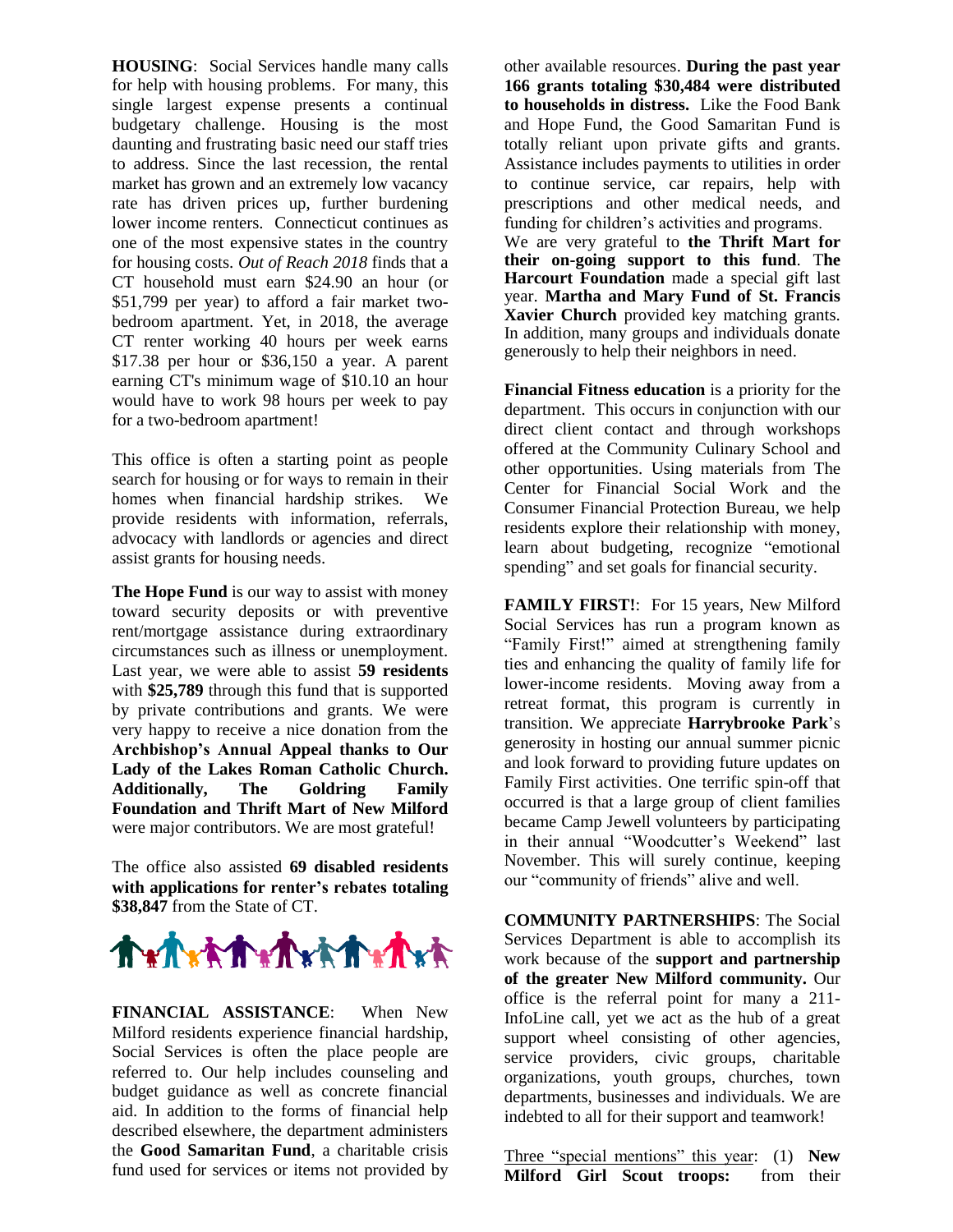**HOUSING**: Social Services handle many calls for help with housing problems. For many, this single largest expense presents a continual budgetary challenge. Housing is the most daunting and frustrating basic need our staff tries to address. Since the last recession, the rental market has grown and an extremely low vacancy rate has driven prices up, further burdening lower income renters. Connecticut continues as one of the most expensive states in the country for housing costs. *Out of Reach 2018* finds that a CT household must earn $24.90 an hour (or $51,799 per year) to afford a fair market two-bedroom apartment. Yet, in 2018, the average CT renter working 40 hours per week earns $17.38 per hour or $36,150 a year. A parent earning CT's minimum wage of $10.10 an hour would have to work 98 hours per week to pay for a two-bedroom apartment!

This office is often a starting point as people search for housing or for ways to remain in their homes when financial hardship strikes. We provide residents with information, referrals, advocacy with landlords or agencies and direct assist grants for housing needs.

**The Hope Fund** is our way to assist with money toward security deposits or with preventive rent/mortgage assistance during extraordinary circumstances such as illness or unemployment. Last year, we were able to assist **59 residents** with **$25,789** through this fund that is supported by private contributions and grants. We were very happy to receive a nice donation from the **Archbishop's Annual Appeal thanks to Our Lady of the Lakes Roman Catholic Church. Additionally, The Goldring Family Foundation and Thrift Mart of New Milford** were major contributors. We are most grateful!

The office also assisted **69 disabled residents with applications for renter's rebates totaling $38,847** from the State of CT.

**FINANCIAL ASSISTANCE**: When New Milford residents experience financial hardship, Social Services is often the place people are referred to. Our help includes counseling and budget guidance as well as concrete financial aid. In addition to the forms of financial help described elsewhere, the department administers the **Good Samaritan Fund**, a charitable crisis fund used for services or items not provided by other available resources. **During the past year 166 grants totaling $30,484 were distributed to households in distress.** Like the Food Bank and Hope Fund, the Good Samaritan Fund is totally reliant upon private gifts and grants. Assistance includes payments to utilities in order to continue service, car repairs, help with prescriptions and other medical needs, and funding for children's activities and programs.

We are very grateful to **the Thrift Mart for their on-going support to this fund**. T**he Harcourt Foundation** made a special gift last year. **Martha and Mary Fund of St. Francis Xavier Church** provided key matching grants. In addition, many groups and individuals donate generously to help their neighbors in need.

**Financial Fitness education** is a priority for the department. This occurs in conjunction with our direct client contact and through workshops offered at the Community Culinary School and other opportunities. Using materials from The Center for Financial Social Work and the Consumer Financial Protection Bureau, we help residents explore their relationship with money, learn about budgeting, recognize "emotional spending" and set goals for financial security.

**FAMILY FIRST!**: For 15 years, New Milford Social Services has run a program known as "Family First!" aimed at strengthening family ties and enhancing the quality of family life for lower-income residents. Moving away from a retreat format, this program is currently in transition. We appreciate **Harrybrooke Park**'s generosity in hosting our annual summer picnic and look forward to providing future updates on Family First activities. One terrific spin-off that occurred is that a large group of client families became Camp Jewell volunteers by participating in their annual "Woodcutter's Weekend" last November. This will surely continue, keeping our "community of friends" alive and well.

**COMMUNITY PARTNERSHIPS**: The Social Services Department is able to accomplish its work because of the **support and partnership of the greater New Milford community.** Our office is the referral point for many a 211-InfoLine call, yet we act as the hub of a great support wheel consisting of other agencies, service providers, civic groups, charitable organizations, youth groups, churches, town departments, businesses and individuals. We are indebted to all for their support and teamwork!

<u>Three "special mentions" this year</u>: (1) **New Milford Girl Scout troops:** from their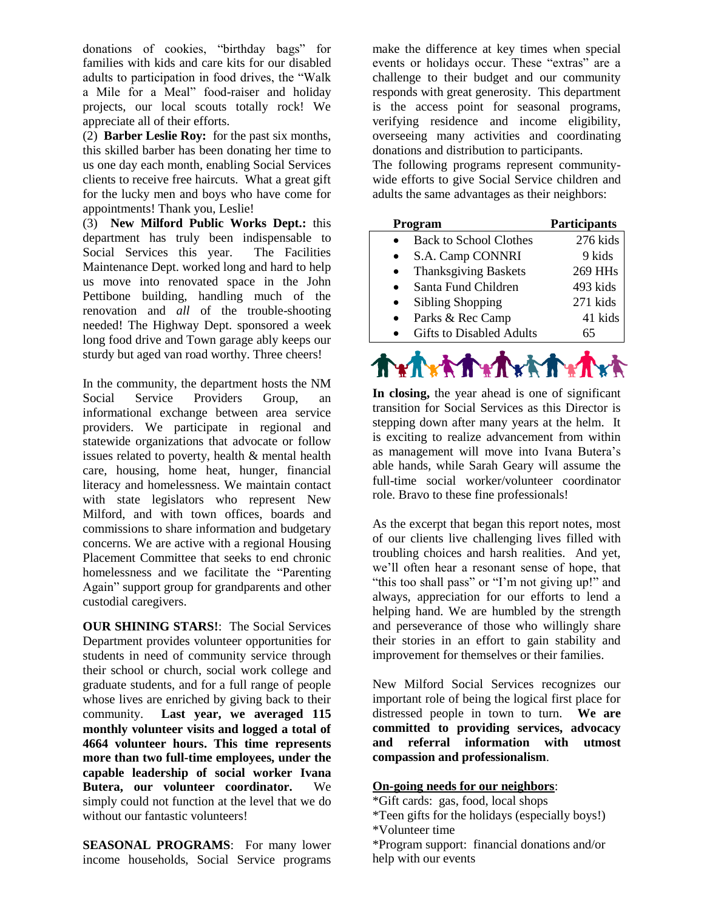donations of cookies, "birthday bags" for families with kids and care kits for our disabled adults to participation in food drives, the "Walk a Mile for a Meal" food-raiser and holiday projects, our local scouts totally rock! We appreciate all of their efforts.

(2) **Barber Leslie Roy:** for the past six months, this skilled barber has been donating her time to us one day each month, enabling Social Services clients to receive free haircuts. What a great gift for the lucky men and boys who have come for appointments! Thank you, Leslie!

(3) **New Milford Public Works Dept.:** this department has truly been indispensable to Social Services this year. The Facilities Maintenance Dept. worked long and hard to help us move into renovated space in the John Pettibone building, handling much of the renovation and *all* of the trouble-shooting needed! The Highway Dept. sponsored a week long food drive and Town garage ably keeps our sturdy but aged van road worthy. Three cheers!

In the community, the department hosts the NM Social Service Providers Group, an informational exchange between area service providers. We participate in regional and statewide organizations that advocate or follow issues related to poverty, health & mental health care, housing, home heat, hunger, financial literacy and homelessness. We maintain contact with state legislators who represent New Milford, and with town offices, boards and commissions to share information and budgetary concerns. We are active with a regional Housing Placement Committee that seeks to end chronic homelessness and we facilitate the "Parenting Again" support group for grandparents and other custodial caregivers.

**OUR SHINING STARS!**: The Social Services Department provides volunteer opportunities for students in need of community service through their school or church, social work college and graduate students, and for a full range of people whose lives are enriched by giving back to their community. **Last year, we averaged 115 monthly volunteer visits and logged a total of 4664 volunteer hours. This time represents more than two full-time employees, under the capable leadership of social worker Ivana Butera, our volunteer coordinator.** We simply could not function at the level that we do without our fantastic volunteers!

**SEASONAL PROGRAMS**: For many lower income households, Social Service programs make the difference at key times when special events or holidays occur. These "extras" are a challenge to their budget and our community responds with great generosity. This department is the access point for seasonal programs, verifying residence and income eligibility, overseeing many activities and coordinating donations and distribution to participants.

The following programs represent community-wide efforts to give Social Service children and adults the same advantages as their neighbors:

| Program | Participants |
|---|---|
| • Back to School Clothes | 276 kids |
| • S.A. Camp CONNRI | 9 kids |
| • Thanksgiving Baskets | 269 HHs |
| • Santa Fund Children | 493 kids |
| • Sibling Shopping | 271 kids |
| • Parks & Rec Camp | 41 kids |
| • Gifts to Disabled Adults | 65 |

**In closing,** the year ahead is one of significant transition for Social Services as this Director is stepping down after many years at the helm. It is exciting to realize advancement from within as management will move into Ivana Butera's able hands, while Sarah Geary will assume the full-time social worker/volunteer coordinator role. Bravo to these fine professionals!

As the excerpt that began this report notes, most of our clients live challenging lives filled with troubling choices and harsh realities. And yet, we'll often hear a resonant sense of hope, that "this too shall pass" or "I'm not giving up!" and always, appreciation for our efforts to lend a helping hand. We are humbled by the strength and perseverance of those who willingly share their stories in an effort to gain stability and improvement for themselves or their families.

New Milford Social Services recognizes our important role of being the logical first place for distressed people in town to turn. **We are committed to providing services, advocacy and referral information with utmost compassion and professionalism**.

**On-going needs for our neighbors**:

*Gift cards: gas, food, local shops
*Teen gifts for the holidays (especially boys!)
*Volunteer time
*Program support: financial donations and/or help with our events